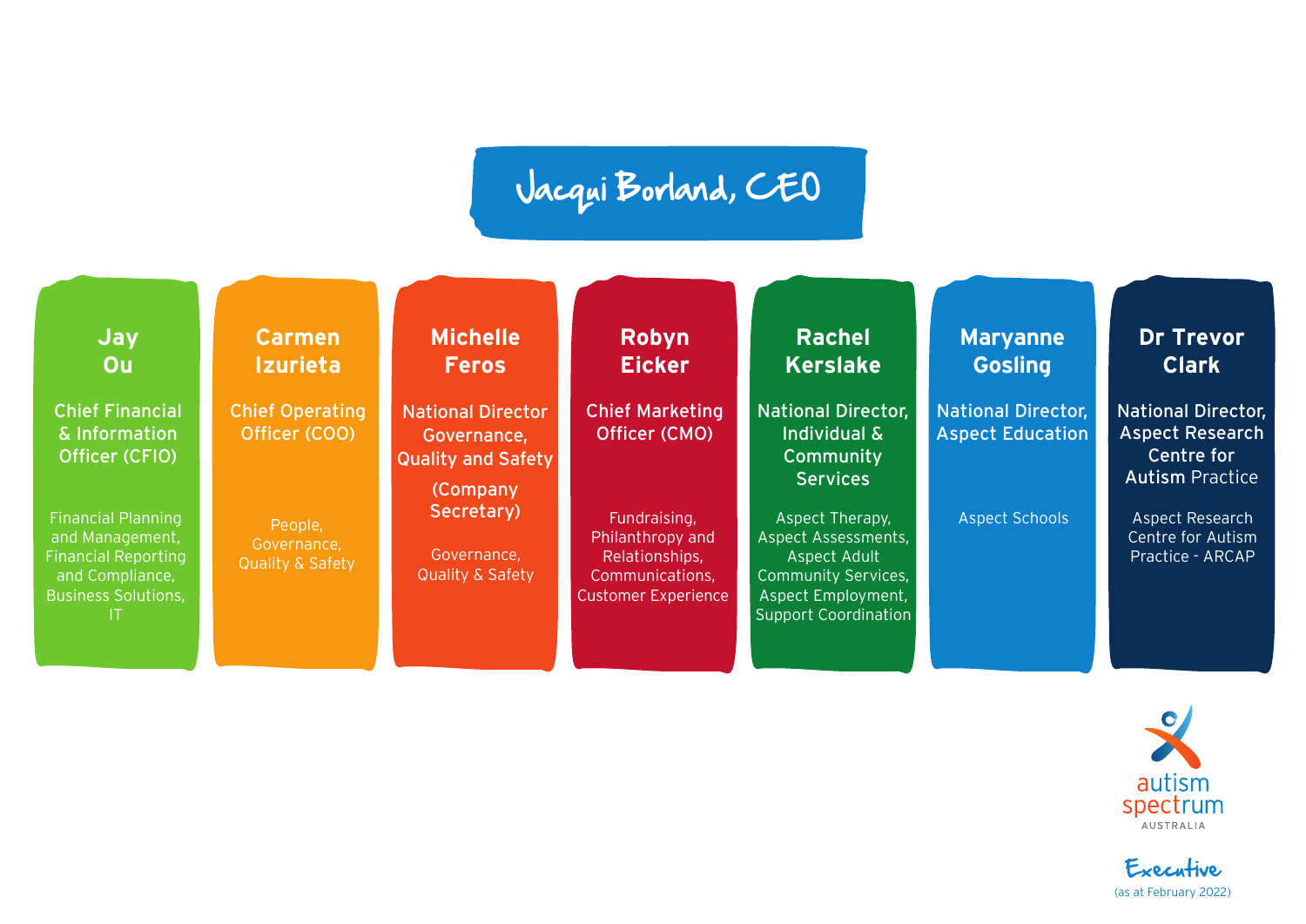# Jacqui Borland, CEO

## Jay Ou

**Chief Financial & Information Officer (CFIO)**

Financial Planning and Management, Financial Reporting and Compliance, Business Solutions, IT

## Carmen Izurieta

**Chief Operating Officer (COO)**

People, Governance, Quality & Safety

## Michelle Feros

**National Director Governance, Quality and Safety**

**(Company Secretary)**

Governance, Quality & Safety

## Robyn Eicker

**Chief Marketing Officer (CMO)**

Fundraising, Philanthropy and Relationships, Communications, Customer Experience

## Rachel Kerslake

**National Director, Individual & Community Services**

Aspect Therapy, Aspect Assessments, Aspect Adult Community Services, Aspect Employment, Support Coordination

## Maryanne Gosling

**National Director, Aspect Education**

Aspect Schools

## Dr Trevor Clark

**National Director, Aspect Research Centre for Autism Practice**

Aspect Research Centre for Autism Practice - ARCAP

autism spectrum AUSTRALIA

Executive

(as at February 2022)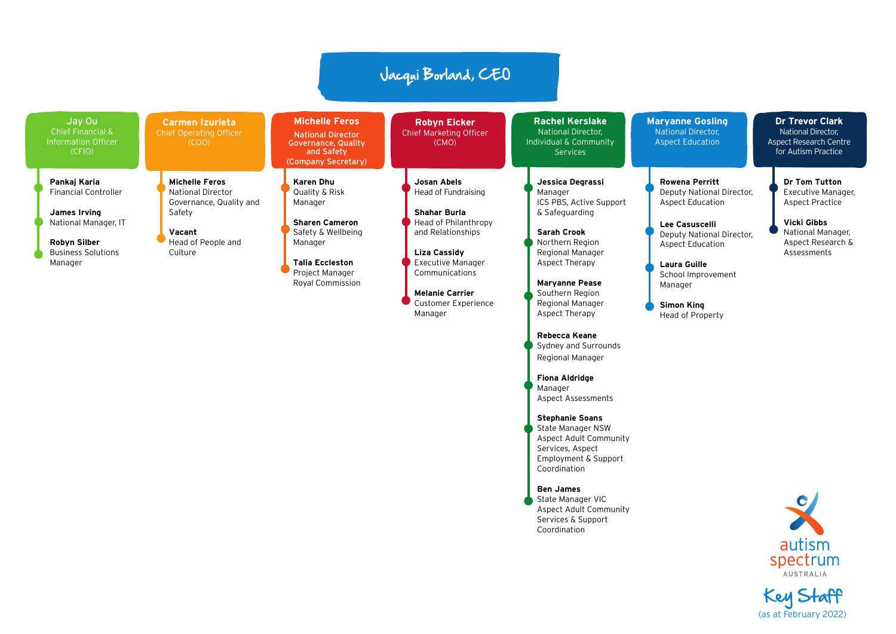# Jacqui Borland, CEO

## Jay Ou
Chief Financial & Information Officer (CFIO)

- **Pankaj Karia**
  Financial Controller
- **James Irving**
  National Manager, IT
- **Robyn Silber**
  Business Solutions Manager

## Carmen Izurieta
Chief Operating Officer (COO)

- **Michelle Feros**
  National Director Governance, Quality and Safety
- **Vacant**
  Head of People and Culture

## Michelle Feros
National Director Governance, Quality and Safety (Company Secretary)

- **Karen Dhu**
  Quality & Risk Manager
- **Sharen Cameron**
  Safety & Wellbeing Manager
- **Talia Eccleston**
  Project Manager Royal Commission

## Robyn Eicker
Chief Marketing Officer (CMO)

- **Josan Abels**
  Head of Fundraising
- **Shahar Burla**
  Head of Philanthropy and Relationships
- **Liza Cassidy**
  Executive Manager Communications
- **Melanie Carrier**
  Customer Experience Manager

## Rachel Kerslake
National Director, Individual & Community Services

- **Jessica Degrassi**
  Manager ICS PBS, Active Support & Safeguarding
- **Sarah Crook**
  Northern Region Regional Manager Aspect Therapy
- **Maryanne Pease**
  Southern Region Regional Manager Aspect Therapy
- **Rebecca Keane**
  Sydney and Surrounds Regional Manager
- **Fiona Aldridge**
  Manager Aspect Assessments
- **Stephanie Soans**
  State Manager NSW Aspect Adult Community Services, Aspect Employment & Support Coordination
- **Ben James**
  State Manager VIC Aspect Adult Community Services & Support Coordination

## Maryanne Gosling
National Director, Aspect Education

- **Rowena Perritt**
  Deputy National Director, Aspect Education
- **Lee Casuscelli**
  Deputy National Director, Aspect Education
- **Laura Guille**
  School Improvement Manager
- **Simon King**
  Head of Property

## Dr Trevor Clark
National Director, Aspect Research Centre for Autism Practice

- **Dr Tom Tutton**
  Executive Manager, Aspect Practice
- **Vicki Gibbs**
  National Manager, Aspect Research & Assessments

autism spectrum AUSTRALIA

Key Staff
(as at February 2022)